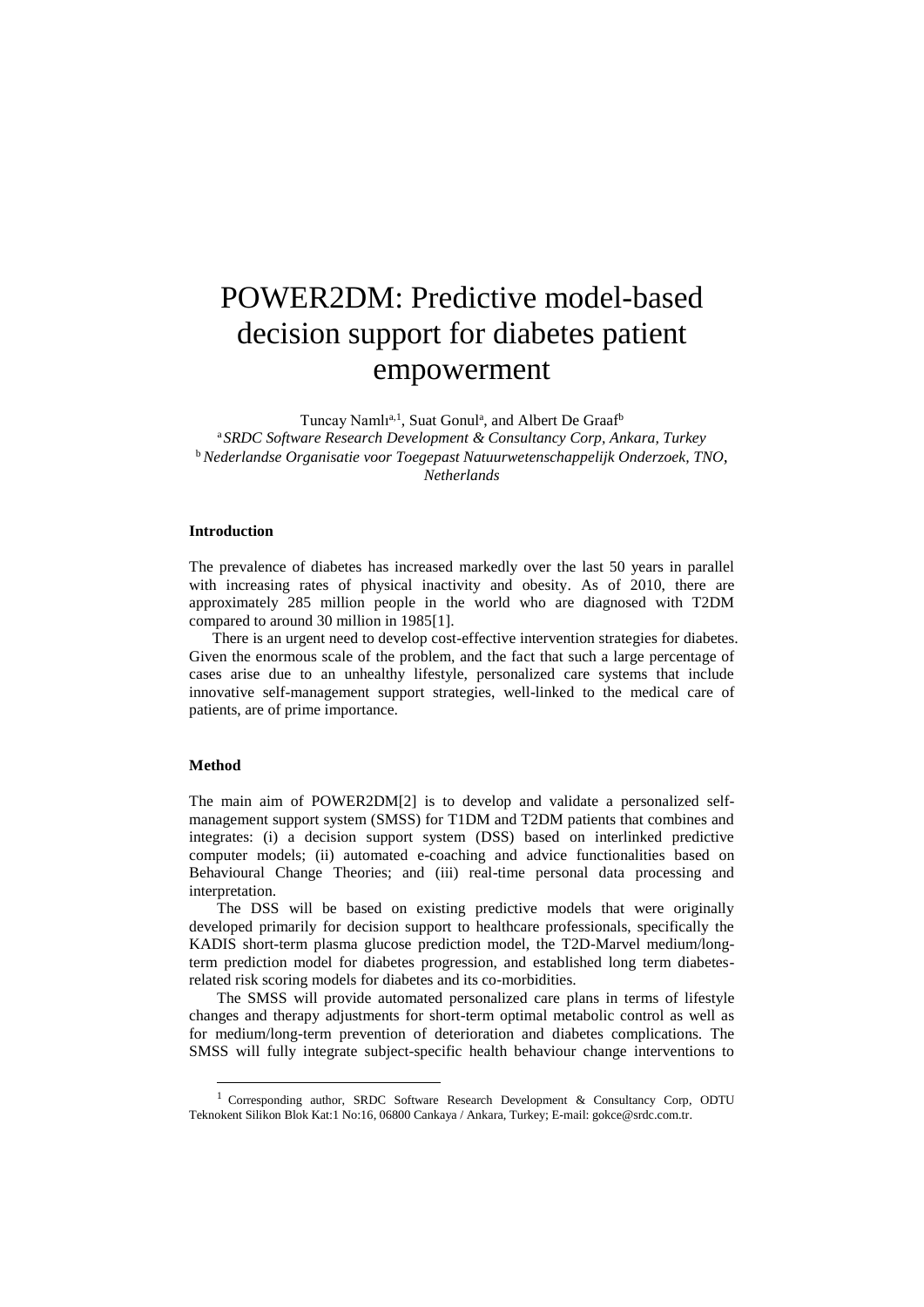# POWER2DM: Predictive model-based decision support for diabetes patient empowerment

Tuncay Namlı[a,1], Suat Gonul[a], and Albert De Graaf[b]

[a] *SRDC Software Research Development & Consultancy Corp, Ankara, Turkey*

[b] *Nederlandse Organisatie voor Toegepast Natuurwetenschappelijk Onderzoek, TNO, Netherlands*

## Introduction

The prevalence of diabetes has increased markedly over the last 50 years in parallel with increasing rates of physical inactivity and obesity. As of 2010, there are approximately 285 million people in the world who are diagnosed with T2DM compared to around 30 million in 1985[1].

There is an urgent need to develop cost-effective intervention strategies for diabetes. Given the enormous scale of the problem, and the fact that such a large percentage of cases arise due to an unhealthy lifestyle, personalized care systems that include innovative self-management support strategies, well-linked to the medical care of patients, are of prime importance.

## Method

The main aim of POWER2DM[2] is to develop and validate a personalized self-management support system (SMSS) for T1DM and T2DM patients that combines and integrates: (i) a decision support system (DSS) based on interlinked predictive computer models; (ii) automated e-coaching and advice functionalities based on Behavioural Change Theories; and (iii) real-time personal data processing and interpretation.

The DSS will be based on existing predictive models that were originally developed primarily for decision support to healthcare professionals, specifically the KADIS short-term plasma glucose prediction model, the T2D-Marvel medium/long-term prediction model for diabetes progression, and established long term diabetes-related risk scoring models for diabetes and its co-morbidities.

The SMSS will provide automated personalized care plans in terms of lifestyle changes and therapy adjustments for short-term optimal metabolic control as well as for medium/long-term prevention of deterioration and diabetes complications. The SMSS will fully integrate subject-specific health behaviour change interventions to

[1] Corresponding author, SRDC Software Research Development & Consultancy Corp, ODTU Teknokent Silikon Blok Kat:1 No:16, 06800 Cankaya / Ankara, Turkey; E-mail: gokce@srdc.com.tr.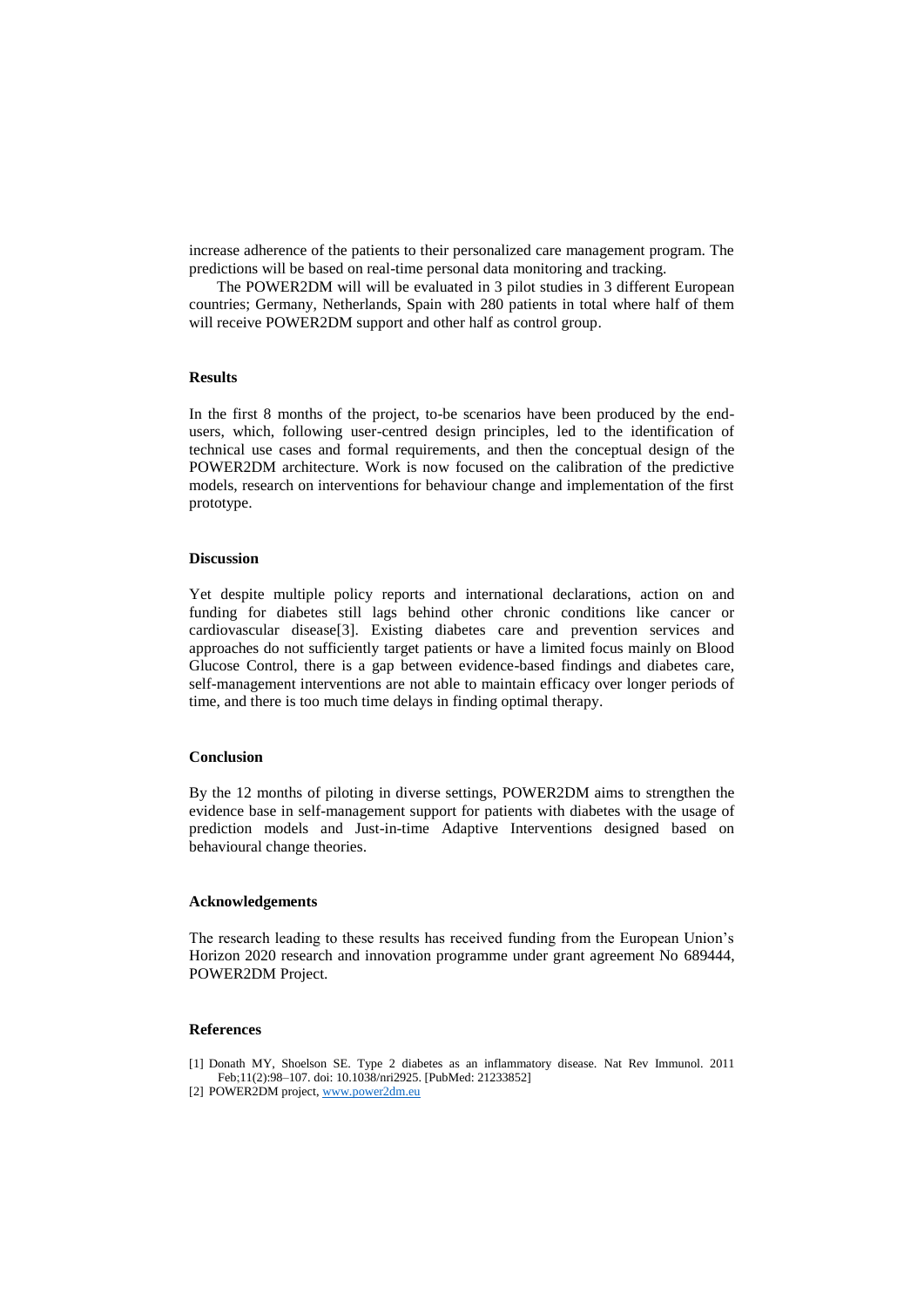increase adherence of the patients to their personalized care management program. The predictions will be based on real-time personal data monitoring and tracking.

The POWER2DM will will be evaluated in 3 pilot studies in 3 different European countries; Germany, Netherlands, Spain with 280 patients in total where half of them will receive POWER2DM support and other half as control group.

## Results

In the first 8 months of the project, to-be scenarios have been produced by the end-users, which, following user-centred design principles, led to the identification of technical use cases and formal requirements, and then the conceptual design of the POWER2DM architecture. Work is now focused on the calibration of the predictive models, research on interventions for behaviour change and implementation of the first prototype.

## Discussion

Yet despite multiple policy reports and international declarations, action on and funding for diabetes still lags behind other chronic conditions like cancer or cardiovascular disease[3]. Existing diabetes care and prevention services and approaches do not sufficiently target patients or have a limited focus mainly on Blood Glucose Control, there is a gap between evidence-based findings and diabetes care, self-management interventions are not able to maintain efficacy over longer periods of time, and there is too much time delays in finding optimal therapy.

## Conclusion

By the 12 months of piloting in diverse settings, POWER2DM aims to strengthen the evidence base in self-management support for patients with diabetes with the usage of prediction models and Just-in-time Adaptive Interventions designed based on behavioural change theories.

## Acknowledgements

The research leading to these results has received funding from the European Union's Horizon 2020 research and innovation programme under grant agreement No 689444, POWER2DM Project.

## References

[1] Donath MY, Shoelson SE. Type 2 diabetes as an inflammatory disease. Nat Rev Immunol. 2011 Feb;11(2):98–107. doi: 10.1038/nri2925. [PubMed: 21233852]

[2] POWER2DM project, www.power2dm.eu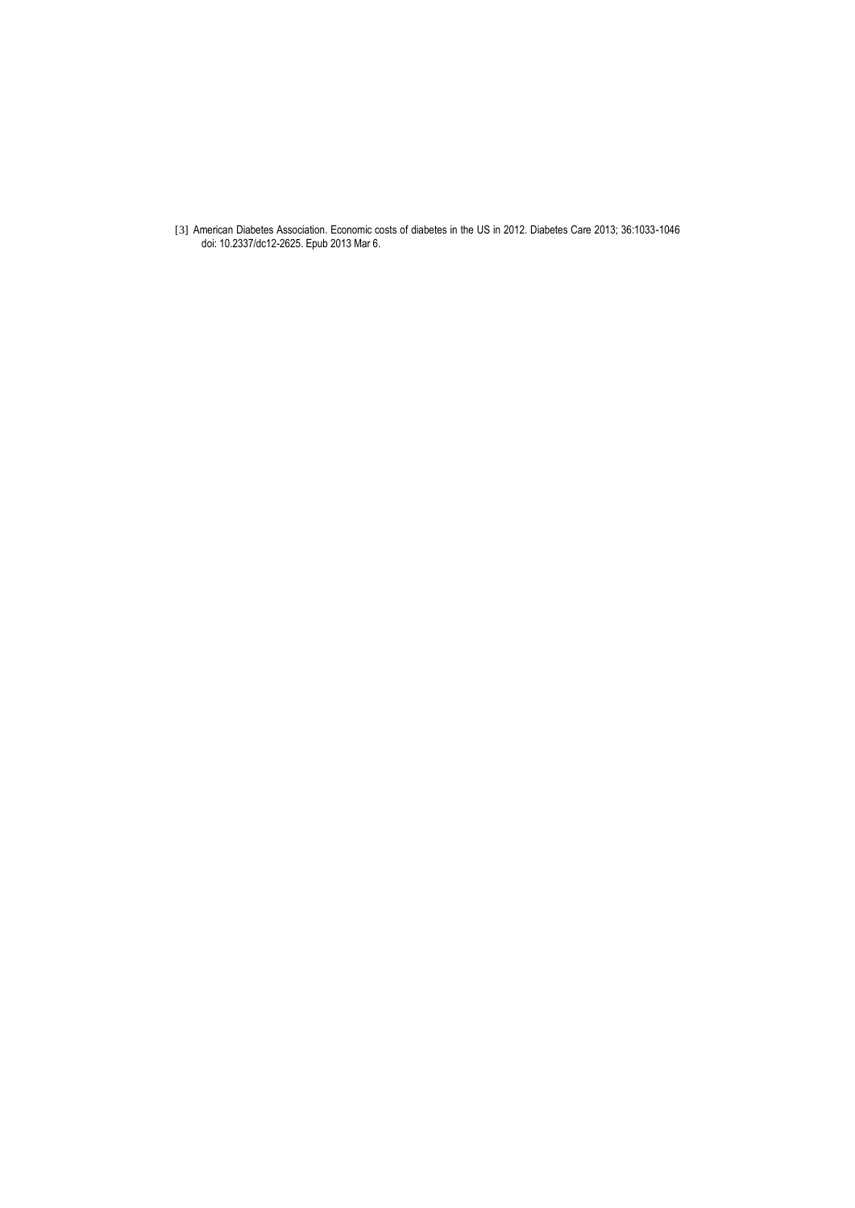[3] American Diabetes Association. Economic costs of diabetes in the US in 2012. Diabetes Care 2013; 36:1033-1046 doi: 10.2337/dc12-2625. Epub 2013 Mar 6.